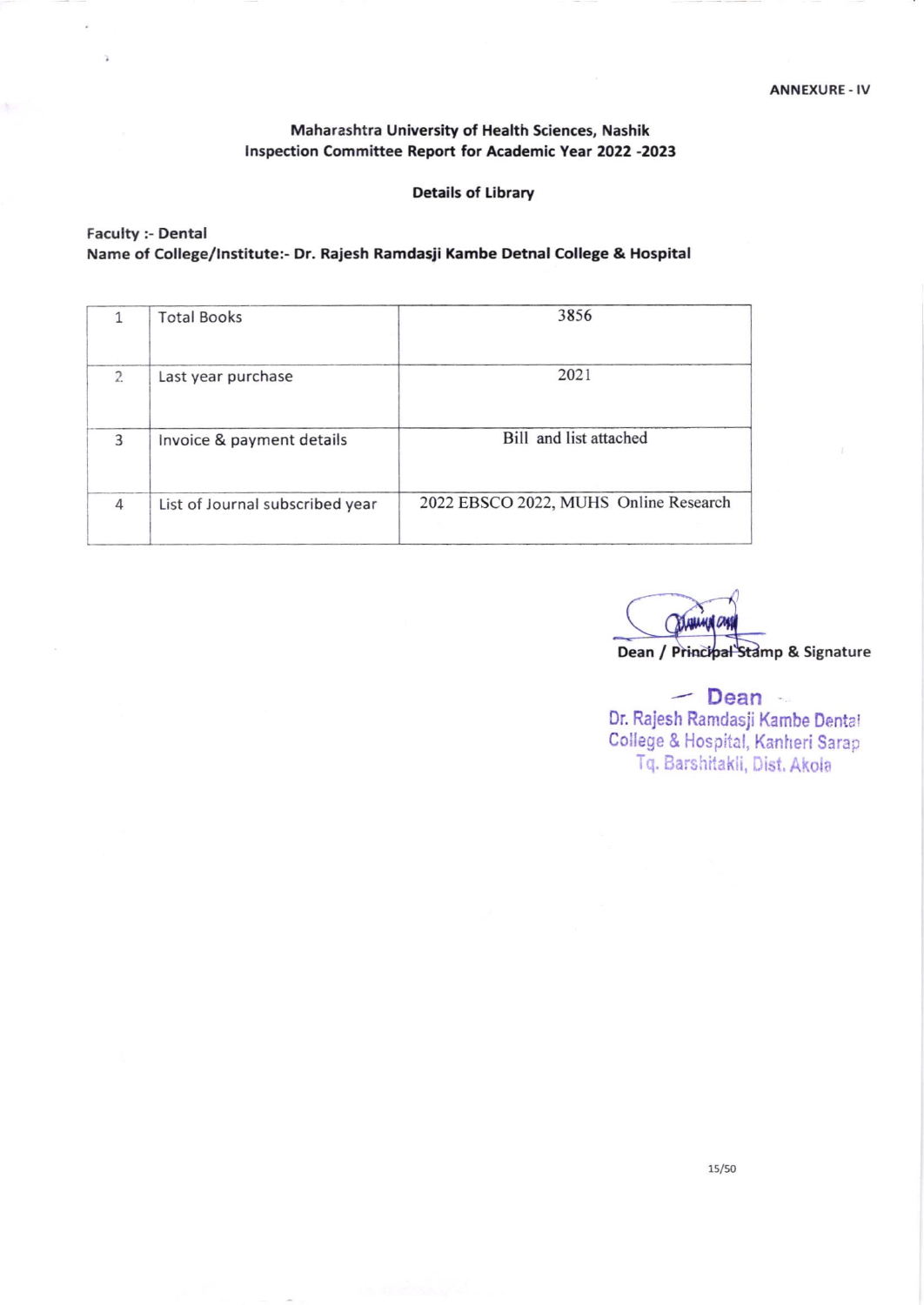ANNEXURE - IV

**Maharashtra University of Health Sciences, Nashik**
**Inspection Committee Report for Academic Year 2022 -2023**

**Details of Library**

**Faculty :- Dental**
**Name of College/Institute:- Dr. Rajesh Ramdasji Kambe Detnal College & Hospital**

| 1 | Total Books | 3856 |
|---|---|---|
| 2 | Last year purchase | 2021 |
| 3 | Invoice & payment details | Bill and list attached |
| 4 | List of Journal subscribed year | 2022 EBSCO 2022, MUHS Online Research |

**Dean / Principal Stamp & Signature**

Dean
Dr. Rajesh Ramdasji Kambe Dental College & Hospital, Kanheri Sarap
Tq. Barshitakli, Dist. Akola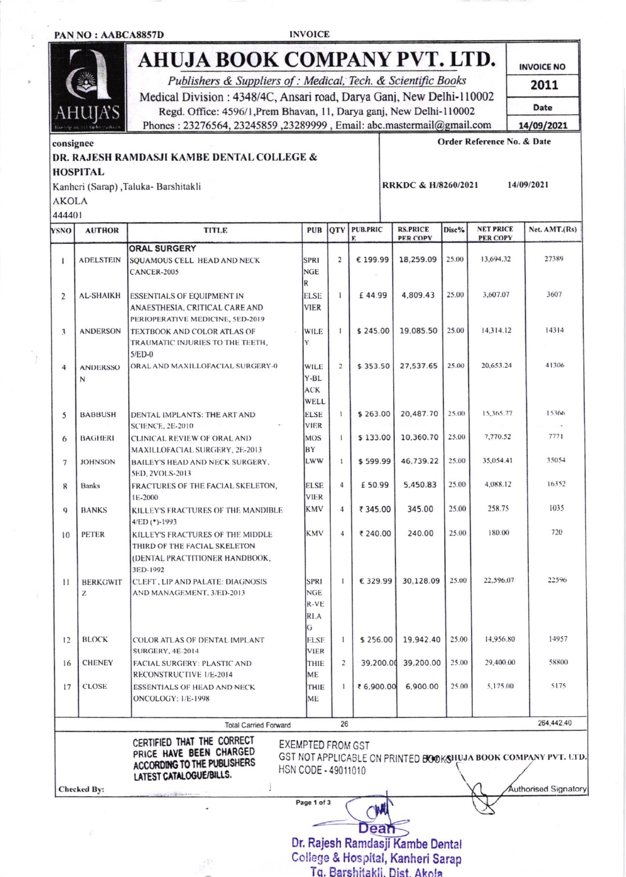**PAN NO : AABCA8857D** **INVOICE**

# AHUJA BOOK COMPANY PVT. LTD.

*Publishers & Suppliers of : Medical, Tech. & Scientific Books*

Medical Division : 4348/4C, Ansari road, Darya Ganj, New Delhi-110002

Regd. Office: 4596/1,Prem Bhavan, 11, Darya ganj, New Delhi-110002

Phones : 23276564, 23245859 ,23289999 , Email: abc.mastermail@gmail.com

| INVOICE NO | 2011 |
|---|---|
| Date | 14/09/2021 |

**consignee**

**DR. RAJESH RAMDASJI KAMBE DENTAL COLLEGE & HOSPITAL**

Kanheri (Sarap) ,Taluka- Barshitakli

AKOLA

444401

**Order Reference No. & Date**

RRKDC & H/8260/2021 14/09/2021

| YSNO | AUTHOR | TITLE | PUB | QTY | PUB.PRICE | RS.PRICE PER COPY | Disc% | NET PRICE PER COPY | Net. AMT.(Rs) |
|---|---|---|---|---|---|---|---|---|---|
| | | **ORAL SURGERY** | | | | | | | |
| 1 | ADELSTEIN | SQUAMOUS CELL HEAD AND NECK CANCER-2005 | SPRINGER | 2 | € 199.99 | 18,259.09 | 25.00 | 13,694.32 | 27389 |
| 2 | AL-SHAIKH | ESSENTIALS OF EQUIPMENT IN ANAESTHESIA, CRITICAL CARE AND PERIOPERATIVE MEDICINE, 5ED-2019 | ELSEVIER | 1 | £ 44.99 | 4,809.43 | 25.00 | 3,607.07 | 3607 |
| 3 | ANDERSON | TEXTBOOK AND COLOR ATLAS OF TRAUMATIC INJURIES TO THE TEETH, 5/ED-0 | WILEY | 1 | $ 245.00 | 19,085.50 | 25.00 | 14,314.12 | 14314 |
| 4 | ANDERSSON | ORAL AND MAXILLOFACIAL SURGERY-0 | WILEY-BLACKWELL | 2 | $ 353.50 | 27,537.65 | 25.00 | 20,653.24 | 41306 |
| 5 | BABBUSH | DENTAL IMPLANTS: THE ART AND SCIENCE, 2E-2010 | ELSEVIER | 1 | $ 263.00 | 20,487.70 | 25.00 | 15,365.77 | 15366 |
| 6 | BAGHERI | CLINICAL REVIEW OF ORAL AND MAXILLOFACIAL SURGERY, 2E-2013 | MOSBY | 1 | $ 133.00 | 10,360.70 | 25.00 | 7,770.52 | 7771 |
| 7 | JOHNSON | BAILEY'S HEAD AND NECK SURGERY, 5ED, 2VOLS-2013 | LWW | 1 | $ 599.99 | 46,739.22 | 25.00 | 35,054.41 | 35054 |
| 8 | Banks | FRACTURES OF THE FACIAL SKELETON, 1E-2000 | ELSEVIER | 4 | £ 50.99 | 5,450.83 | 25.00 | 4,088.12 | 16352 |
| 9 | BANKS | KILLEY'S FRACTURES OF THE MANDIBLE 4/ED (*)-1993 | KMV | 4 | ₹ 345.00 | 345.00 | 25.00 | 258.75 | 1035 |
| 10 | PETER | KILLEY'S FRACTURES OF THE MIDDLE THIRD OF THE FACIAL SKELETON (DENTAL PRACTITIONER HANDBOOK, 3ED-1992 | KMV | 4 | ₹ 240.00 | 240.00 | 25.00 | 180.00 | 720 |
| 11 | BERKOWITZ | CLEFT, LIP AND PALATE: DIAGNOSIS AND MANAGEMENT, 3/ED-2013 | SPRINGER-VERLAG | 1 | € 329.99 | 30,128.09 | 25.00 | 22,596.07 | 22596 |
| 12 | BLOCK | COLOR ATLAS OF DENTAL IMPLANT SURGERY, 4E-2014 | ELSEVIER | 1 | $ 256.00 | 19,942.40 | 25.00 | 14,956.80 | 14957 |
| 16 | CHENEY | FACIAL SURGERY: PLASTIC AND RECONSTRUCTIVE 1/E-2014 | THIEME | 2 | 39,200.00 | 39,200.00 | 25.00 | 29,400.00 | 58800 |
| 17 | CLOSE | ESSENTIALS OF HEAD AND NECK ONCOLOGY: 1/E-1998 | THIEME | 1 | ₹ 6,900.00 | 6,900.00 | 25.00 | 5,175.00 | 5175 |
| | | Total Carried Forward | | 26 | | | | | 264,442.40 |

**CERTIFIED THAT THE CORRECT PRICE HAVE BEEN CHARGED ACCORDING TO THE PUBLISHERS LATEST CATALOGUE/BILLS.**

EXEMPTED FROM GST

GST NOT APPLICABLE ON PRINTED BOOKS

HSN CODE - 49011010

**AHUJA BOOK COMPANY PVT. LTD.**

Authorised Signatory

**Checked By:**

Dean

Dr. Rajesh Ramdasji Kambe Dental College & Hospital, Kanheri Sarap

Tq. Barshitakli, Dist. Akola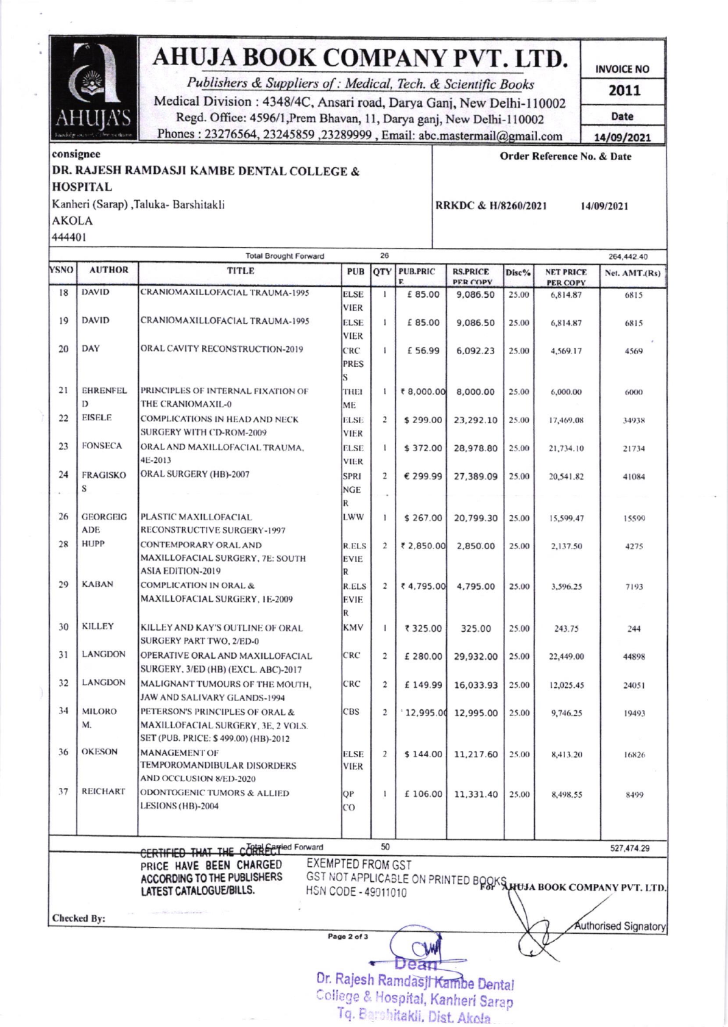# AHUJA BOOK COMPANY PVT. LTD.

*Publishers & Suppliers of : Medical, Tech. & Scientific Books*

Medical Division : 4348/4C, Ansari road, Darya Ganj, New Delhi-110002

Regd. Office: 4596/1,Prem Bhavan, 11, Darya ganj, New Delhi-110002

Phones : 23276564, 23245859 ,23289999 , Email: abc.mastermail@gmail.com

**INVOICE NO** 2011

**Date** 14/09/2021

**consignee**

**DR. RAJESH RAMDASJI KAMBE DENTAL COLLEGE & HOSPITAL**

Kanheri (Sarap) ,Taluka- Barshitakli

AKOLA

444401

**Order Reference No. & Date**

**RRKDC & H/8260/2021** **14/09/2021**

| YSNO | AUTHOR | TITLE | PUB | QTY | PUB.PRICE | RS.PRICE PER COPY | Disc% | NET PRICE PER COPY | Net. AMT.(Rs) |
|---|---|---|---|---|---|---|---|---|---|
| | | Total Brought Forward | | 26 | | | | | 264,442.40 |
| 18 | DAVID | CRANIOMAXILLOFACIAL TRAUMA-1995 | ELSEVIER | 1 | £ 85.00 | 9,086.50 | 25.00 | 6,814.87 | 6815 |
| 19 | DAVID | CRANIOMAXILLOFACIAL TRAUMA-1995 | ELSEVIER | 1 | £ 85.00 | 9,086.50 | 25.00 | 6,814.87 | 6815 |
| 20 | DAY | ORAL CAVITY RECONSTRUCTION-2019 | CRC PRESS | 1 | £ 56.99 | 6,092.23 | 25.00 | 4,569.17 | 4569 |
| 21 | EHRENFELD | PRINCIPLES OF INTERNAL FIXATION OF THE CRANIOMAXIL-0 | THIEME | 1 | ₹ 8,000.00 | 8,000.00 | 25.00 | 6,000.00 | 6000 |
| 22 | EISELE | COMPLICATIONS IN HEAD AND NECK SURGERY WITH CD-ROM-2009 | ELSEVIER | 2 | $ 299.00 | 23,292.10 | 25.00 | 17,469.08 | 34938 |
| 23 | FONSECA | ORAL AND MAXILLOFACIAL TRAUMA, 4E-2013 | ELSEVIER | 1 | $ 372.00 | 28,978.80 | 25.00 | 21,734.10 | 21734 |
| 24 | FRAGISKOS | ORAL SURGERY (HB)-2007 | SPRINGER | 2 | € 299.99 | 27,389.09 | 25.00 | 20,541.82 | 41084 |
| 26 | GEORGEIGADE | PLASTIC MAXILLOFACIAL RECONSTRUCTIVE SURGERY-1997 | LWW | 1 | $ 267.00 | 20,799.30 | 25.00 | 15,599.47 | 15599 |
| 28 | HUPP | CONTEMPORARY ORAL AND MAXILLOFACIAL SURGERY, 7E: SOUTH ASIA EDITION-2019 | R.ELSEVIER | 2 | ₹ 2,850.00 | 2,850.00 | 25.00 | 2,137.50 | 4275 |
| 29 | KABAN | COMPLICATION IN ORAL & MAXILLOFACIAL SURGERY, 1E-2009 | R.ELSEVIER | 2 | ₹ 4,795.00 | 4,795.00 | 25.00 | 3,596.25 | 7193 |
| 30 | KILLEY | KILLEY AND KAY'S OUTLINE OF ORAL SURGERY PART TWO, 2/ED-0 | KMV | 1 | ₹ 325.00 | 325.00 | 25.00 | 243.75 | 244 |
| 31 | LANGDON | OPERATIVE ORAL AND MAXILLOFACIAL SURGERY, 3/ED (HB) (EXCL. ABC)-2017 | CRC | 2 | £ 280.00 | 29,932.00 | 25.00 | 22,449.00 | 44898 |
| 32 | LANGDON | MALIGNANT TUMOURS OF THE MOUTH, JAW AND SALIVARY GLANDS-1994 | CRC | 2 | £ 149.99 | 16,033.93 | 25.00 | 12,025.45 | 24051 |
| 34 | MILORO M. | PETERSON'S PRINCIPLES OF ORAL & MAXILLOFACIAL SURGERY, 3E, 2 VOLS. SET (PUB. PRICE: $ 499.00) (HB)-2012 | CBS | 2 | 12,995.00 | 12,995.00 | 25.00 | 9,746.25 | 19493 |
| 36 | OKESON | MANAGEMENT OF TEMPOROMANDIBULAR DISORDERS AND OCCLUSION 8/ED-2020 | ELSEVIER | 2 | $ 144.00 | 11,217.60 | 25.00 | 8,413.20 | 16826 |
| 37 | REICHART | ODONTOGENIC TUMORS & ALLIED LESIONS (HB)-2004 | QPCO | 1 | £ 106.00 | 11,331.40 | 25.00 | 8,498.55 | 8499 |
| | | Total Carried Forward | | 50 | | | | | 527,474.29 |

CERTIFIED THAT THE CORRECT PRICE HAVE BEEN CHARGED ACCORDING TO THE PUBLISHERS LATEST CATALOGUE/BILLS.

EXEMPTED FROM GST
GST NOT APPLICABLE ON PRINTED BOOKS
HSN CODE - 49011010

For AHUJA BOOK COMPANY PVT. LTD.

Checked By:

Authorised Signatory

Dean
Dr. Rajesh Ramdasji Kambe Dental College & Hospital, Kanheri Sarap
Tq. Barshitakli, Dist. Akola